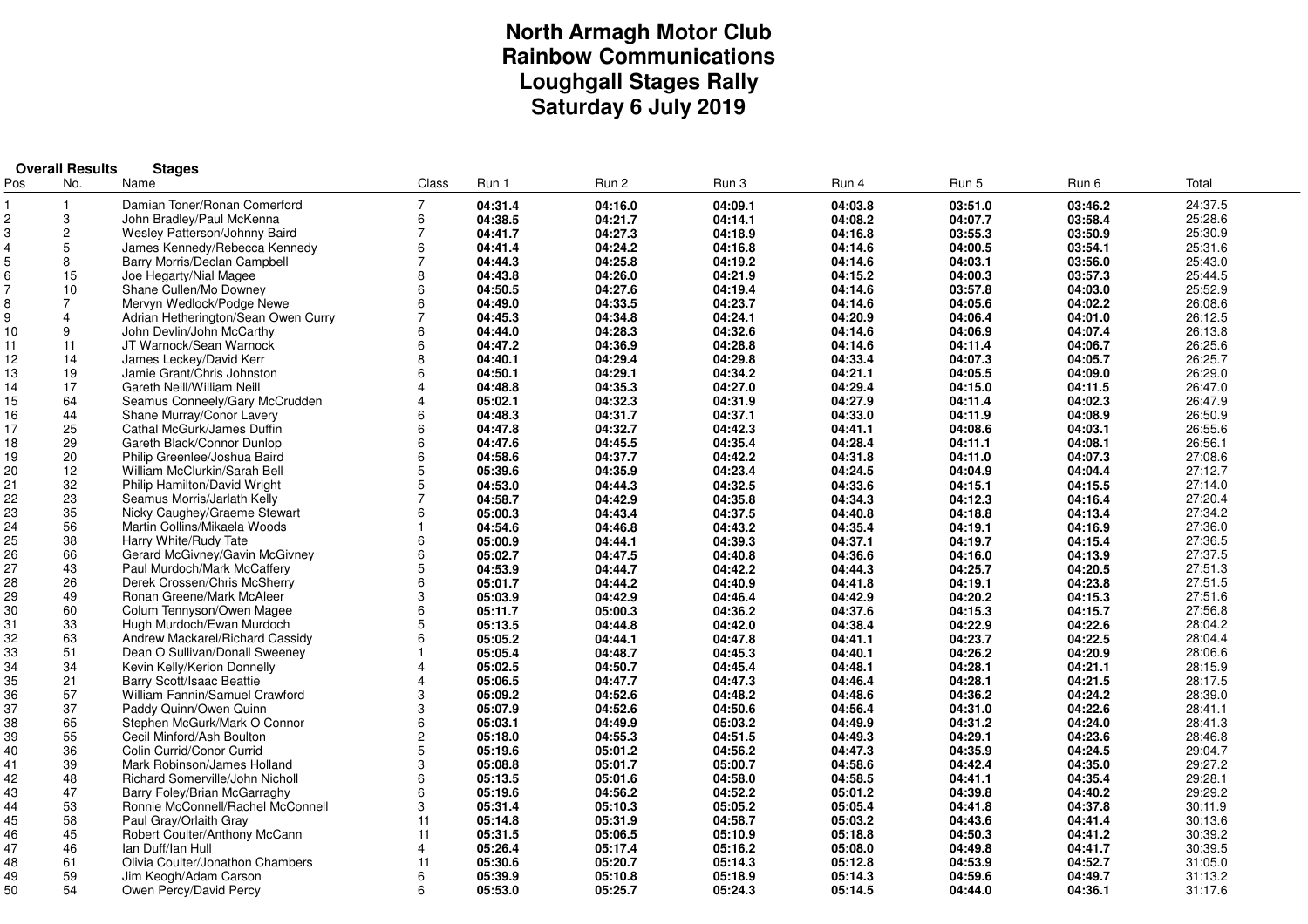# North Armagh Motor Club
# Rainbow Communications
# Loughgall Stages Rally
# Saturday 6 July 2019

**Overall Results** **Stages**

| Pos | No. | Name | Class | Run 1 | Run 2 | Run 3 | Run 4 | Run 5 | Run 6 | Total |
|---|---|---|---|---|---|---|---|---|---|---|
| 1 | 1 | Damian Toner/Ronan Comerford | 7 | **04:31.4** | **04:16.0** | **04:09.1** | **04:03.8** | **03:51.0** | **03:46.2** | 24:37.5 |
| 2 | 3 | John Bradley/Paul McKenna | 6 | **04:38.5** | **04:21.7** | **04:14.1** | **04:08.2** | **04:07.7** | **03:58.4** | 25:28.6 |
| 3 | 2 | Wesley Patterson/Johnny Baird | 7 | **04:41.7** | **04:27.3** | **04:18.9** | **04:16.8** | **03:55.3** | **03:50.9** | 25:30.9 |
| 4 | 5 | James Kennedy/Rebecca Kennedy | 6 | **04:41.4** | **04:24.2** | **04:16.8** | **04:14.6** | **04:00.5** | **03:54.1** | 25:31.6 |
| 5 | 8 | Barry Morris/Declan Campbell | 7 | **04:44.3** | **04:25.8** | **04:19.2** | **04:14.6** | **04:03.1** | **03:56.0** | 25:43.0 |
| 6 | 15 | Joe Hegarty/Nial Magee | 8 | **04:43.8** | **04:26.0** | **04:21.9** | **04:15.2** | **04:00.3** | **03:57.3** | 25:44.5 |
| 7 | 10 | Shane Cullen/Mo Downey | 6 | **04:50.5** | **04:27.6** | **04:19.4** | **04:14.6** | **03:57.8** | **04:03.0** | 25:52.9 |
| 8 | 7 | Mervyn Wedlock/Podge Newe | 6 | **04:49.0** | **04:33.5** | **04:23.7** | **04:14.6** | **04:05.6** | **04:02.2** | 26:08.6 |
| 9 | 4 | Adrian Hetherington/Sean Owen Curry | 7 | **04:45.3** | **04:34.8** | **04:24.1** | **04:20.9** | **04:06.4** | **04:01.0** | 26:12.5 |
| 10 | 9 | John Devlin/John McCarthy | 6 | **04:44.0** | **04:28.3** | **04:32.6** | **04:14.6** | **04:06.9** | **04:07.4** | 26:13.8 |
| 11 | 11 | JT Warnock/Sean Warnock | 6 | **04:47.2** | **04:36.9** | **04:28.8** | **04:14.6** | **04:11.4** | **04:06.7** | 26:25.6 |
| 12 | 14 | James Leckey/David Kerr | 8 | **04:40.1** | **04:29.4** | **04:29.8** | **04:33.4** | **04:07.3** | **04:05.7** | 26:25.7 |
| 13 | 19 | Jamie Grant/Chris Johnston | 6 | **04:50.1** | **04:29.1** | **04:34.2** | **04:21.1** | **04:05.5** | **04:09.0** | 26:29.0 |
| 14 | 17 | Gareth Neill/William Neill | 4 | **04:48.8** | **04:35.3** | **04:27.0** | **04:29.4** | **04:15.0** | **04:11.5** | 26:47.0 |
| 15 | 64 | Seamus Conneely/Gary McCrudden | 4 | **05:02.1** | **04:32.3** | **04:31.9** | **04:27.9** | **04:11.4** | **04:02.3** | 26:47.9 |
| 16 | 44 | Shane Murray/Conor Lavery | 6 | **04:48.3** | **04:31.7** | **04:37.1** | **04:33.0** | **04:11.9** | **04:08.9** | 26:50.9 |
| 17 | 25 | Cathal McGurk/James Duffin | 6 | **04:47.8** | **04:32.7** | **04:42.3** | **04:41.1** | **04:08.6** | **04:03.1** | 26:55.6 |
| 18 | 29 | Gareth Black/Connor Dunlop | 6 | **04:47.6** | **04:45.5** | **04:35.4** | **04:28.4** | **04:11.1** | **04:08.1** | 26:56.1 |
| 19 | 20 | Philip Greenlee/Joshua Baird | 6 | **04:58.6** | **04:37.7** | **04:42.2** | **04:31.8** | **04:11.0** | **04:07.3** | 27:08.6 |
| 20 | 12 | William McClurkin/Sarah Bell | 5 | **05:39.6** | **04:35.9** | **04:23.4** | **04:24.5** | **04:04.9** | **04:04.4** | 27:12.7 |
| 21 | 32 | Philip Hamilton/David Wright | 5 | **04:53.0** | **04:44.3** | **04:32.5** | **04:33.6** | **04:15.1** | **04:15.5** | 27:14.0 |
| 22 | 23 | Seamus Morris/Jarlath Kelly | 7 | **04:58.7** | **04:42.9** | **04:35.8** | **04:34.3** | **04:12.3** | **04:16.4** | 27:20.4 |
| 23 | 35 | Nicky Caughey/Graeme Stewart | 6 | **05:00.3** | **04:43.4** | **04:37.5** | **04:40.8** | **04:18.8** | **04:13.4** | 27:34.2 |
| 24 | 56 | Martin Collins/Mikaela Woods | 1 | **04:54.6** | **04:46.8** | **04:43.2** | **04:35.4** | **04:19.1** | **04:16.9** | 27:36.0 |
| 25 | 38 | Harry White/Rudy Tate | 6 | **05:00.9** | **04:44.1** | **04:39.3** | **04:37.1** | **04:19.7** | **04:15.4** | 27:36.5 |
| 26 | 66 | Gerard McGivney/Gavin McGivney | 6 | **05:02.7** | **04:47.5** | **04:40.8** | **04:36.6** | **04:16.0** | **04:13.9** | 27:37.5 |
| 27 | 43 | Paul Murdoch/Mark McCaffery | 5 | **04:53.9** | **04:44.7** | **04:42.2** | **04:44.3** | **04:25.7** | **04:20.5** | 27:51.3 |
| 28 | 26 | Derek Crossen/Chris McSherry | 6 | **05:01.7** | **04:44.2** | **04:40.9** | **04:41.8** | **04:19.1** | **04:23.8** | 27:51.5 |
| 29 | 49 | Ronan Greene/Mark McAleer | 3 | **05:03.9** | **04:42.9** | **04:46.4** | **04:42.9** | **04:20.2** | **04:15.3** | 27:51.6 |
| 30 | 60 | Colum Tennyson/Owen Magee | 6 | **05:11.7** | **05:00.3** | **04:36.2** | **04:37.6** | **04:15.3** | **04:15.7** | 27:56.8 |
| 31 | 33 | Hugh Murdoch/Ewan Murdoch | 5 | **05:13.5** | **04:44.8** | **04:42.0** | **04:38.4** | **04:22.9** | **04:22.6** | 28:04.2 |
| 32 | 63 | Andrew Mackarel/Richard Cassidy | 6 | **05:05.2** | **04:44.1** | **04:47.8** | **04:41.1** | **04:23.7** | **04:22.5** | 28:04.4 |
| 33 | 51 | Dean O Sullivan/Donall Sweeney | 1 | **05:05.4** | **04:48.7** | **04:45.3** | **04:40.1** | **04:26.2** | **04:20.9** | 28:06.6 |
| 34 | 34 | Kevin Kelly/Kerion Donnelly | 4 | **05:02.5** | **04:50.7** | **04:45.4** | **04:48.1** | **04:28.1** | **04:21.1** | 28:15.9 |
| 35 | 21 | Barry Scott/Isaac Beattie | 4 | **05:06.5** | **04:47.7** | **04:47.3** | **04:46.4** | **04:28.1** | **04:21.5** | 28:17.5 |
| 36 | 57 | William Fannin/Samuel Crawford | 3 | **05:09.2** | **04:52.6** | **04:48.2** | **04:48.6** | **04:36.2** | **04:24.2** | 28:39.0 |
| 37 | 37 | Paddy Quinn/Owen Quinn | 3 | **05:07.9** | **04:52.6** | **04:50.6** | **04:56.4** | **04:31.0** | **04:22.6** | 28:41.1 |
| 38 | 65 | Stephen McGurk/Mark O Connor | 6 | **05:03.1** | **04:49.9** | **05:03.2** | **04:49.9** | **04:31.2** | **04:24.0** | 28:41.3 |
| 39 | 55 | Cecil Minford/Ash Boulton | 2 | **05:18.0** | **04:55.3** | **04:51.5** | **04:49.3** | **04:29.1** | **04:23.6** | 28:46.8 |
| 40 | 36 | Colin Currid/Conor Currid | 5 | **05:19.6** | **05:01.2** | **04:56.2** | **04:47.3** | **04:35.9** | **04:24.5** | 29:04.7 |
| 41 | 39 | Mark Robinson/James Holland | 3 | **05:08.8** | **05:01.7** | **05:00.7** | **04:58.6** | **04:42.4** | **04:35.0** | 29:27.2 |
| 42 | 48 | Richard Somerville/John Nicholl | 6 | **05:13.5** | **05:01.6** | **04:58.0** | **04:58.5** | **04:41.1** | **04:35.4** | 29:28.1 |
| 43 | 47 | Barry Foley/Brian McGarraghy | 6 | **05:19.6** | **04:56.2** | **04:52.2** | **05:01.2** | **04:39.8** | **04:40.2** | 29:29.2 |
| 44 | 53 | Ronnie McConnell/Rachel McConnell | 3 | **05:31.4** | **05:10.3** | **05:05.2** | **05:05.4** | **04:41.8** | **04:37.8** | 30:11.9 |
| 45 | 58 | Paul Gray/Orlaith Gray | 11 | **05:14.8** | **05:31.9** | **04:58.7** | **05:03.2** | **04:43.6** | **04:41.4** | 30:13.6 |
| 46 | 45 | Robert Coulter/Anthony McCann | 11 | **05:31.5** | **05:06.5** | **05:10.9** | **05:18.8** | **04:50.3** | **04:41.2** | 30:39.2 |
| 47 | 46 | Ian Duff/Ian Hull | 4 | **05:26.4** | **05:17.4** | **05:16.2** | **05:08.0** | **04:49.8** | **04:41.7** | 30:39.5 |
| 48 | 61 | Olivia Coulter/Jonathon Chambers | 11 | **05:30.6** | **05:20.7** | **05:14.3** | **05:12.8** | **04:53.9** | **04:52.7** | 31:05.0 |
| 49 | 59 | Jim Keogh/Adam Carson | 6 | **05:39.9** | **05:10.8** | **05:18.9** | **05:14.3** | **04:59.6** | **04:49.7** | 31:13.2 |
| 50 | 54 | Owen Percy/David Percy | 6 | **05:53.0** | **05:25.7** | **05:24.3** | **05:14.5** | **04:44.0** | **04:36.1** | 31:17.6 |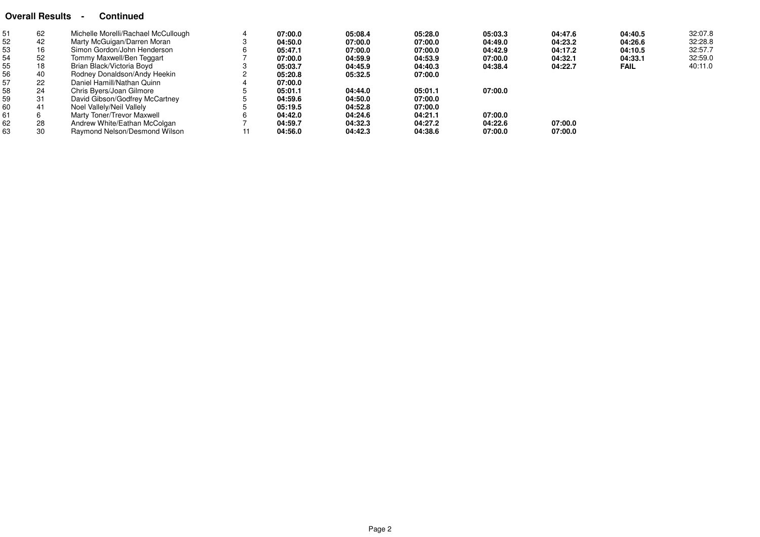## Overall Results - Continued

| | | | | | | | | | | |
|---|---|---|---|---|---|---|---|---|---|---|
| 51 | 62 | Michelle Morelli/Rachael McCullough | 4 | **07:00.0** | **05:08.4** | **05:28.0** | **05:03.3** | **04:47.6** | **04:40.5** | 32:07.8 |
| 52 | 42 | Marty McGuigan/Darren Moran | 3 | **04:50.0** | **07:00.0** | **07:00.0** | **04:49.0** | **04:23.2** | **04:26.6** | 32:28.8 |
| 53 | 16 | Simon Gordon/John Henderson | 6 | **05:47.1** | **07:00.0** | **07:00.0** | **04:42.9** | **04:17.2** | **04:10.5** | 32:57.7 |
| 54 | 52 | Tommy Maxwell/Ben Teggart | 7 | **07:00.0** | **04:59.9** | **04:53.9** | **07:00.0** | **04:32.1** | **04:33.1** | 32:59.0 |
| 55 | 18 | Brian Black/Victoria Boyd | 3 | **05:03.7** | **04:45.9** | **04:40.3** | **04:38.4** | **04:22.7** | **FAIL** | 40:11.0 |
| 56 | 40 | Rodney Donaldson/Andy Heekin | 2 | **05:20.8** | **05:32.5** | **07:00.0** | | | | |
| 57 | 22 | Daniel Hamill/Nathan Quinn | 4 | **07:00.0** | | | | | | |
| 58 | 24 | Chris Byers/Joan Gilmore | 5 | **05:01.1** | **04:44.0** | **05:01.1** | **07:00.0** | | | |
| 59 | 31 | David Gibson/Godfrey McCartney | 5 | **04:59.6** | **04:50.0** | **07:00.0** | | | | |
| 60 | 41 | Noel Vallely/Neil Vallely | 5 | **05:19.5** | **04:52.8** | **07:00.0** | | | | |
| 61 | 6 | Marty Toner/Trevor Maxwell | 6 | **04:42.0** | **04:24.6** | **04:21.1** | **07:00.0** | | | |
| 62 | 28 | Andrew White/Eathan McColgan | 7 | **04:59.7** | **04:32.3** | **04:27.2** | **04:22.6** | **07:00.0** | | |
| 63 | 30 | Raymond Nelson/Desmond Wilson | 11 | **04:56.0** | **04:42.3** | **04:38.6** | **07:00.0** | **07:00.0** | | |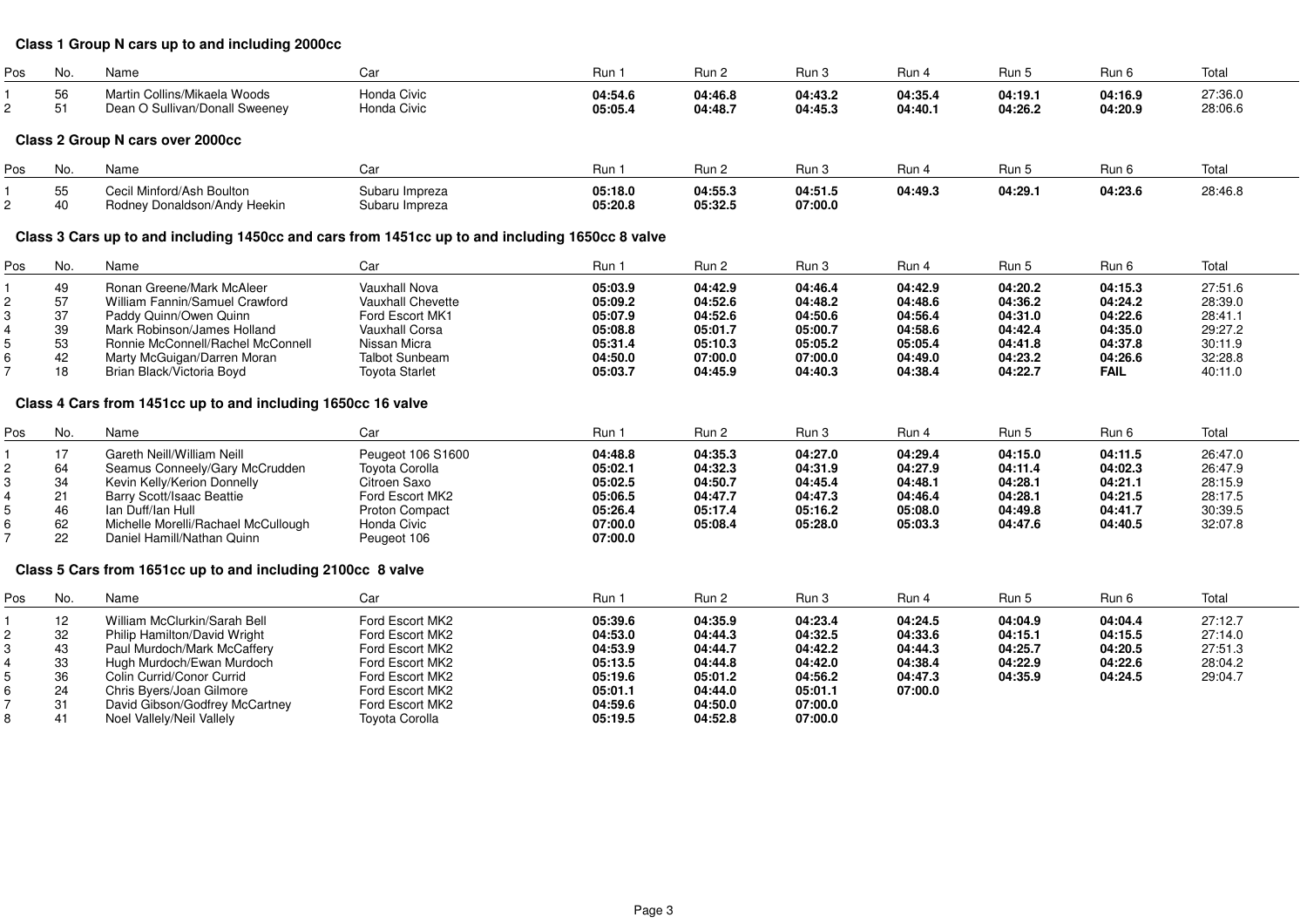### Class 1 Group N cars up to and including 2000cc

| Pos | No. | Name | Car | Run 1 | Run 2 | Run 3 | Run 4 | Run 5 | Run 6 | Total |
|---|---|---|---|---|---|---|---|---|---|---|
| 1 | 56 | Martin Collins/Mikaela Woods | Honda Civic | **04:54.6** | **04:46.8** | **04:43.2** | **04:35.4** | **04:19.1** | **04:16.9** | 27:36.0 |
| 2 | 51 | Dean O Sullivan/Donall Sweeney | Honda Civic | **05:05.4** | **04:48.7** | **04:45.3** | **04:40.1** | **04:26.2** | **04:20.9** | 28:06.6 |

### Class 2 Group N cars over 2000cc

| Pos | No. | Name | Car | Run 1 | Run 2 | Run 3 | Run 4 | Run 5 | Run 6 | Total |
|---|---|---|---|---|---|---|---|---|---|---|
| 1 | 55 | Cecil Minford/Ash Boulton | Subaru Impreza | **05:18.0** | **04:55.3** | **04:51.5** | **04:49.3** | **04:29.1** | **04:23.6** | 28:46.8 |
| 2 | 40 | Rodney Donaldson/Andy Heekin | Subaru Impreza | **05:20.8** | **05:32.5** | **07:00.0** | | | | |

### Class 3 Cars up to and including 1450cc and cars from 1451cc up to and including 1650cc 8 valve

| Pos | No. | Name | Car | Run 1 | Run 2 | Run 3 | Run 4 | Run 5 | Run 6 | Total |
|---|---|---|---|---|---|---|---|---|---|---|
| 1 | 49 | Ronan Greene/Mark McAleer | Vauxhall Nova | **05:03.9** | **04:42.9** | **04:46.4** | **04:42.9** | **04:20.2** | **04:15.3** | 27:51.6 |
| 2 | 57 | William Fannin/Samuel Crawford | Vauxhall Chevette | **05:09.2** | **04:52.6** | **04:48.2** | **04:48.6** | **04:36.2** | **04:24.2** | 28:39.0 |
| 3 | 37 | Paddy Quinn/Owen Quinn | Ford Escort MK1 | **05:07.9** | **04:52.6** | **04:50.6** | **04:56.4** | **04:31.0** | **04:22.6** | 28:41.1 |
| 4 | 39 | Mark Robinson/James Holland | Vauxhall Corsa | **05:08.8** | **05:01.7** | **05:00.7** | **04:58.6** | **04:42.4** | **04:35.0** | 29:27.2 |
| 5 | 53 | Ronnie McConnell/Rachel McConnell | Nissan Micra | **05:31.4** | **05:10.3** | **05:05.2** | **05:05.4** | **04:41.8** | **04:37.8** | 30:11.9 |
| 6 | 42 | Marty McGuigan/Darren Moran | Talbot Sunbeam | **04:50.0** | **07:00.0** | **07:00.0** | **04:49.0** | **04:23.2** | **04:26.6** | 32:28.8 |
| 7 | 18 | Brian Black/Victoria Boyd | Toyota Starlet | **05:03.7** | **04:45.9** | **04:40.3** | **04:38.4** | **04:22.7** | **FAIL** | 40:11.0 |

### Class 4 Cars from 1451cc up to and including 1650cc 16 valve

| Pos | No. | Name | Car | Run 1 | Run 2 | Run 3 | Run 4 | Run 5 | Run 6 | Total |
|---|---|---|---|---|---|---|---|---|---|---|
| 1 | 17 | Gareth Neill/William Neill | Peugeot 106 S1600 | **04:48.8** | **04:35.3** | **04:27.0** | **04:29.4** | **04:15.0** | **04:11.5** | 26:47.0 |
| 2 | 64 | Seamus Conneely/Gary McCrudden | Toyota Corolla | **05:02.1** | **04:32.3** | **04:31.9** | **04:27.9** | **04:11.4** | **04:02.3** | 26:47.9 |
| 3 | 34 | Kevin Kelly/Kerion Donnelly | Citroen Saxo | **05:02.5** | **04:50.7** | **04:45.4** | **04:48.1** | **04:28.1** | **04:21.1** | 28:15.9 |
| 4 | 21 | Barry Scott/Isaac Beattie | Ford Escort MK2 | **05:06.5** | **04:47.7** | **04:47.3** | **04:46.4** | **04:28.1** | **04:21.5** | 28:17.5 |
| 5 | 46 | Ian Duff/Ian Hull | Proton Compact | **05:26.4** | **05:17.4** | **05:16.2** | **05:08.0** | **04:49.8** | **04:41.7** | 30:39.5 |
| 6 | 62 | Michelle Morelli/Rachael McCullough | Honda Civic | **07:00.0** | **05:08.4** | **05:28.0** | **05:03.3** | **04:47.6** | **04:40.5** | 32:07.8 |
| 7 | 22 | Daniel Hamill/Nathan Quinn | Peugeot 106 | **07:00.0** | | | | | | |

### Class 5 Cars from 1651cc up to and including 2100cc 8 valve

| Pos | No. | Name | Car | Run 1 | Run 2 | Run 3 | Run 4 | Run 5 | Run 6 | Total |
|---|---|---|---|---|---|---|---|---|---|---|
| 1 | 12 | William McClurkin/Sarah Bell | Ford Escort MK2 | **05:39.6** | **04:35.9** | **04:23.4** | **04:24.5** | **04:04.9** | **04:04.4** | 27:12.7 |
| 2 | 32 | Philip Hamilton/David Wright | Ford Escort MK2 | **04:53.0** | **04:44.3** | **04:32.5** | **04:33.6** | **04:15.1** | **04:15.5** | 27:14.0 |
| 3 | 43 | Paul Murdoch/Mark McCaffery | Ford Escort MK2 | **04:53.9** | **04:44.7** | **04:42.2** | **04:44.3** | **04:25.7** | **04:20.5** | 27:51.3 |
| 4 | 33 | Hugh Murdoch/Ewan Murdoch | Ford Escort MK2 | **05:13.5** | **04:44.8** | **04:42.0** | **04:38.4** | **04:22.9** | **04:22.6** | 28:04.2 |
| 5 | 36 | Colin Currid/Conor Currid | Ford Escort MK2 | **05:19.6** | **05:01.2** | **04:56.2** | **04:47.3** | **04:35.9** | **04:24.5** | 29:04.7 |
| 6 | 24 | Chris Byers/Joan Gilmore | Ford Escort MK2 | **05:01.1** | **04:44.0** | **05:01.1** | **07:00.0** | | | |
| 7 | 31 | David Gibson/Godfrey McCartney | Ford Escort MK2 | **04:59.6** | **04:50.0** | **07:00.0** | | | | |
| 8 | 41 | Noel Vallely/Neil Vallely | Toyota Corolla | **05:19.5** | **04:52.8** | **07:00.0** | | | | |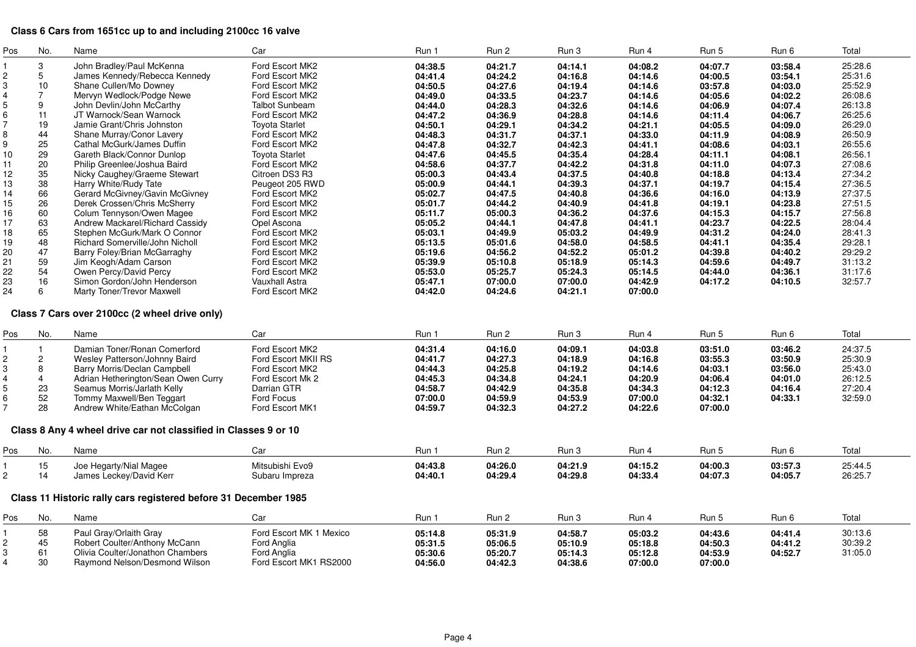### Class 6 Cars from 1651cc up to and including 2100cc 16 valve

| Pos | No. | Name | Car | Run 1 | Run 2 | Run 3 | Run 4 | Run 5 | Run 6 | Total |
|---|---|---|---|---|---|---|---|---|---|---|
| 1 | 3 | John Bradley/Paul McKenna | Ford Escort MK2 | **04:38.5** | **04:21.7** | **04:14.1** | **04:08.2** | **04:07.7** | **03:58.4** | 25:28.6 |
| 2 | 5 | James Kennedy/Rebecca Kennedy | Ford Escort MK2 | **04:41.4** | **04:24.2** | **04:16.8** | **04:14.6** | **04:00.5** | **03:54.1** | 25:31.6 |
| 3 | 10 | Shane Cullen/Mo Downey | Ford Escort MK2 | **04:50.5** | **04:27.6** | **04:19.4** | **04:14.6** | **03:57.8** | **04:03.0** | 25:52.9 |
| 4 | 7 | Mervyn Wedlock/Podge Newe | Ford Escort MK2 | **04:49.0** | **04:33.5** | **04:23.7** | **04:14.6** | **04:05.6** | **04:02.2** | 26:08.6 |
| 5 | 9 | John Devlin/John McCarthy | Talbot Sunbeam | **04:44.0** | **04:28.3** | **04:32.6** | **04:14.6** | **04:06.9** | **04:07.4** | 26:13.8 |
| 6 | 11 | JT Warnock/Sean Warnock | Ford Escort MK2 | **04:47.2** | **04:36.9** | **04:28.8** | **04:14.6** | **04:11.4** | **04:06.7** | 26:25.6 |
| 7 | 19 | Jamie Grant/Chris Johnston | Toyota Starlet | **04:50.1** | **04:29.1** | **04:34.2** | **04:21.1** | **04:05.5** | **04:09.0** | 26:29.0 |
| 8 | 44 | Shane Murray/Conor Lavery | Ford Escort MK2 | **04:48.3** | **04:31.7** | **04:37.1** | **04:33.0** | **04:11.9** | **04:08.9** | 26:50.9 |
| 9 | 25 | Cathal McGurk/James Duffin | Ford Escort MK2 | **04:47.8** | **04:32.7** | **04:42.3** | **04:41.1** | **04:08.6** | **04:03.1** | 26:55.6 |
| 10 | 29 | Gareth Black/Connor Dunlop | Toyota Starlet | **04:47.6** | **04:45.5** | **04:35.4** | **04:28.4** | **04:11.1** | **04:08.1** | 26:56.1 |
| 11 | 20 | Philip Greenlee/Joshua Baird | Ford Escort MK2 | **04:58.6** | **04:37.7** | **04:42.2** | **04:31.8** | **04:11.0** | **04:07.3** | 27:08.6 |
| 12 | 35 | Nicky Caughey/Graeme Stewart | Citroen DS3 R3 | **05:00.3** | **04:43.4** | **04:37.5** | **04:40.8** | **04:18.8** | **04:13.4** | 27:34.2 |
| 13 | 38 | Harry White/Rudy Tate | Peugeot 205 RWD | **05:00.9** | **04:44.1** | **04:39.3** | **04:37.1** | **04:19.7** | **04:15.4** | 27:36.5 |
| 14 | 66 | Gerard McGivney/Gavin McGivney | Ford Escort MK2 | **05:02.7** | **04:47.5** | **04:40.8** | **04:36.6** | **04:16.0** | **04:13.9** | 27:37.5 |
| 15 | 26 | Derek Crossen/Chris McSherry | Ford Escort MK2 | **05:01.7** | **04:44.2** | **04:40.9** | **04:41.8** | **04:19.1** | **04:23.8** | 27:51.5 |
| 16 | 60 | Colum Tennyson/Owen Magee | Ford Escort MK2 | **05:11.7** | **05:00.3** | **04:36.2** | **04:37.6** | **04:15.3** | **04:15.7** | 27:56.8 |
| 17 | 63 | Andrew Mackarel/Richard Cassidy | Opel Ascona | **05:05.2** | **04:44.1** | **04:47.8** | **04:41.1** | **04:23.7** | **04:22.5** | 28:04.4 |
| 18 | 65 | Stephen McGurk/Mark O Connor | Ford Escort MK2 | **05:03.1** | **04:49.9** | **05:03.2** | **04:49.9** | **04:31.2** | **04:24.0** | 28:41.3 |
| 19 | 48 | Richard Somerville/John Nicholl | Ford Escort MK2 | **05:13.5** | **05:01.6** | **04:58.0** | **04:58.5** | **04:41.1** | **04:35.4** | 29:28.1 |
| 20 | 47 | Barry Foley/Brian McGarraghy | Ford Escort MK2 | **05:19.6** | **04:56.2** | **04:52.2** | **05:01.2** | **04:39.8** | **04:40.2** | 29:29.2 |
| 21 | 59 | Jim Keogh/Adam Carson | Ford Escort MK2 | **05:39.9** | **05:10.8** | **05:18.9** | **05:14.3** | **04:59.6** | **04:49.7** | 31:13.2 |
| 22 | 54 | Owen Percy/David Percy | Ford Escort MK2 | **05:53.0** | **05:25.7** | **05:24.3** | **05:14.5** | **04:44.0** | **04:36.1** | 31:17.6 |
| 23 | 16 | Simon Gordon/John Henderson | Vauxhall Astra | **05:47.1** | **07:00.0** | **07:00.0** | **04:42.9** | **04:17.2** | **04:10.5** | 32:57.7 |
| 24 | 6 | Marty Toner/Trevor Maxwell | Ford Escort MK2 | **04:42.0** | **04:24.6** | **04:21.1** | **07:00.0** | | | |

### Class 7 Cars over 2100cc (2 wheel drive only)

| Pos | No. | Name | Car | Run 1 | Run 2 | Run 3 | Run 4 | Run 5 | Run 6 | Total |
|---|---|---|---|---|---|---|---|---|---|---|
| 1 | 1 | Damian Toner/Ronan Comerford | Ford Escort MK2 | **04:31.4** | **04:16.0** | **04:09.1** | **04:03.8** | **03:51.0** | **03:46.2** | 24:37.5 |
| 2 | 2 | Wesley Patterson/Johnny Baird | Ford Escort MKII RS | **04:41.7** | **04:27.3** | **04:18.9** | **04:16.8** | **03:55.3** | **03:50.9** | 25:30.9 |
| 3 | 8 | Barry Morris/Declan Campbell | Ford Escort MK2 | **04:44.3** | **04:25.8** | **04:19.2** | **04:14.6** | **04:03.1** | **03:56.0** | 25:43.0 |
| 4 | 4 | Adrian Hetherington/Sean Owen Curry | Ford Escort Mk 2 | **04:45.3** | **04:34.8** | **04:24.1** | **04:20.9** | **04:06.4** | **04:01.0** | 26:12.5 |
| 5 | 23 | Seamus Morris/Jarlath Kelly | Darrian GTR | **04:58.7** | **04:42.9** | **04:35.8** | **04:34.3** | **04:12.3** | **04:16.4** | 27:20.4 |
| 6 | 52 | Tommy Maxwell/Ben Teggart | Ford Focus | **07:00.0** | **04:59.9** | **04:53.9** | **07:00.0** | **04:32.1** | **04:33.1** | 32:59.0 |
| 7 | 28 | Andrew White/Eathan McColgan | Ford Escort MK1 | **04:59.7** | **04:32.3** | **04:27.2** | **04:22.6** | **07:00.0** | | |

### Class 8 Any 4 wheel drive car not classified in Classes 9 or 10

| Pos | No. | Name | Car | Run 1 | Run 2 | Run 3 | Run 4 | Run 5 | Run 6 | Total |
|---|---|---|---|---|---|---|---|---|---|---|
| 1 | 15 | Joe Hegarty/Nial Magee | Mitsubishi Evo9 | **04:43.8** | **04:26.0** | **04:21.9** | **04:15.2** | **04:00.3** | **03:57.3** | 25:44.5 |
| 2 | 14 | James Leckey/David Kerr | Subaru Impreza | **04:40.1** | **04:29.4** | **04:29.8** | **04:33.4** | **04:07.3** | **04:05.7** | 26:25.7 |

### Class 11 Historic rally cars registered before 31 December 1985

| Pos | No. | Name | Car | Run 1 | Run 2 | Run 3 | Run 4 | Run 5 | Run 6 | Total |
|---|---|---|---|---|---|---|---|---|---|---|
| 1 | 58 | Paul Gray/Orlaith Gray | Ford Escort MK 1 Mexico | **05:14.8** | **05:31.9** | **04:58.7** | **05:03.2** | **04:43.6** | **04:41.4** | 30:13.6 |
| 2 | 45 | Robert Coulter/Anthony McCann | Ford Anglia | **05:31.5** | **05:06.5** | **05:10.9** | **05:18.8** | **04:50.3** | **04:41.2** | 30:39.2 |
| 3 | 61 | Olivia Coulter/Jonathon Chambers | Ford Anglia | **05:30.6** | **05:20.7** | **05:14.3** | **05:12.8** | **04:53.9** | **04:52.7** | 31:05.0 |
| 4 | 30 | Raymond Nelson/Desmond Wilson | Ford Escort MK1 RS2000 | **04:56.0** | **04:42.3** | **04:38.6** | **07:00.0** | **07:00.0** | | |